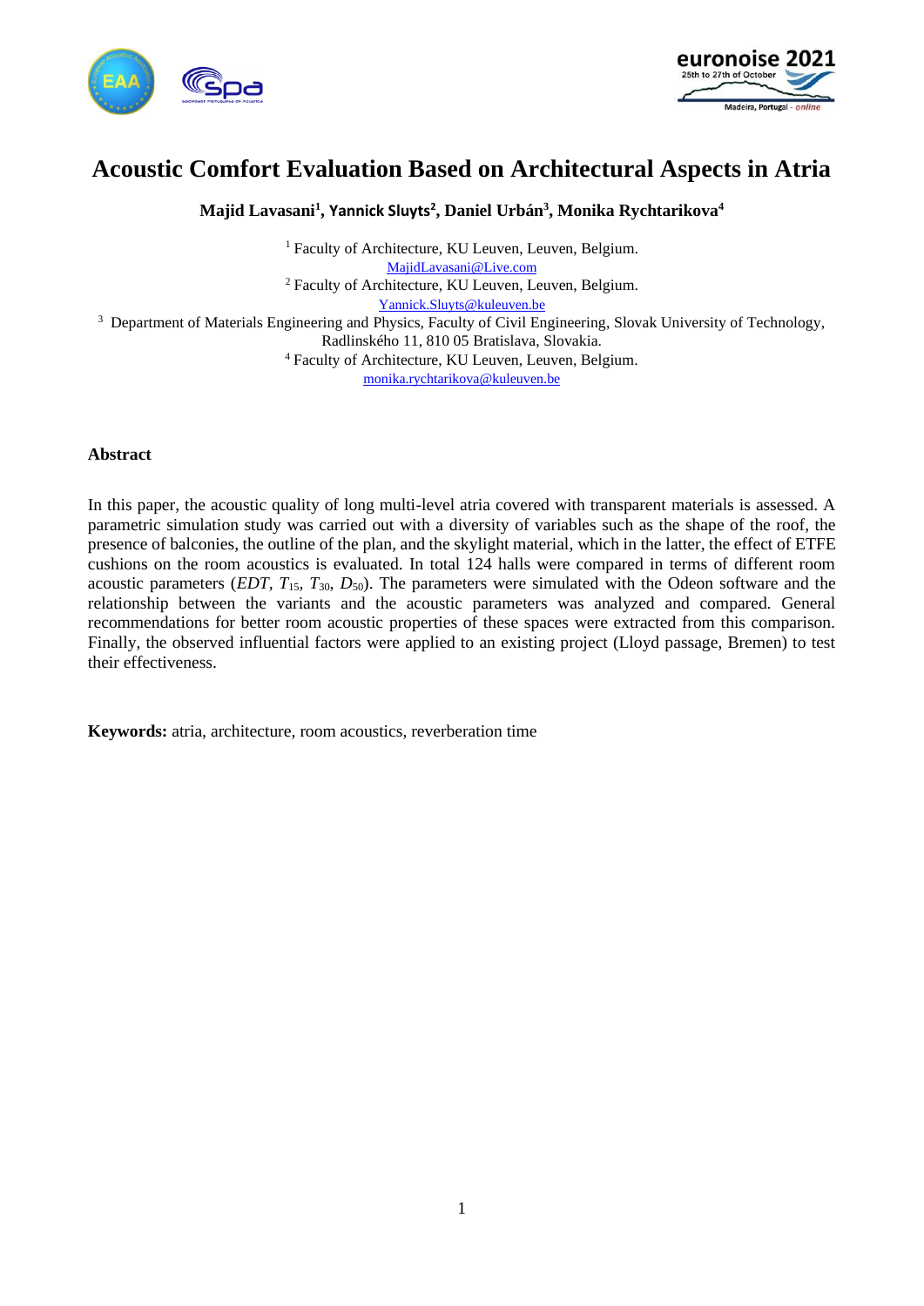# Acoustic Comfort Evaluation Based on Architectural Aspects in Atria

**Majid Lavasani[1], Yannick Sluyts[2], Daniel Urbán[3], Monika Rychtarikova[4]**

[1] Faculty of Architecture, KU Leuven, Leuven, Belgium.
MajidLavasani@Live.com

[2] Faculty of Architecture, KU Leuven, Leuven, Belgium.
Yannick.Sluyts@kuleuven.be

[3] Department of Materials Engineering and Physics, Faculty of Civil Engineering, Slovak University of Technology, Radlinského 11, 810 05 Bratislava, Slovakia.

[4] Faculty of Architecture, KU Leuven, Leuven, Belgium.
monika.rychtarikova@kuleuven.be

### Abstract

In this paper, the acoustic quality of long multi-level atria covered with transparent materials is assessed. A parametric simulation study was carried out with a diversity of variables such as the shape of the roof, the presence of balconies, the outline of the plan, and the skylight material, which in the latter, the effect of ETFE cushions on the room acoustics is evaluated. In total 124 halls were compared in terms of different room acoustic parameters ($EDT$, $T_{15}$, $T_{30}$, $D_{50}$). The parameters were simulated with the Odeon software and the relationship between the variants and the acoustic parameters was analyzed and compared. General recommendations for better room acoustic properties of these spaces were extracted from this comparison. Finally, the observed influential factors were applied to an existing project (Lloyd passage, Bremen) to test their effectiveness.

**Keywords:** atria, architecture, room acoustics, reverberation time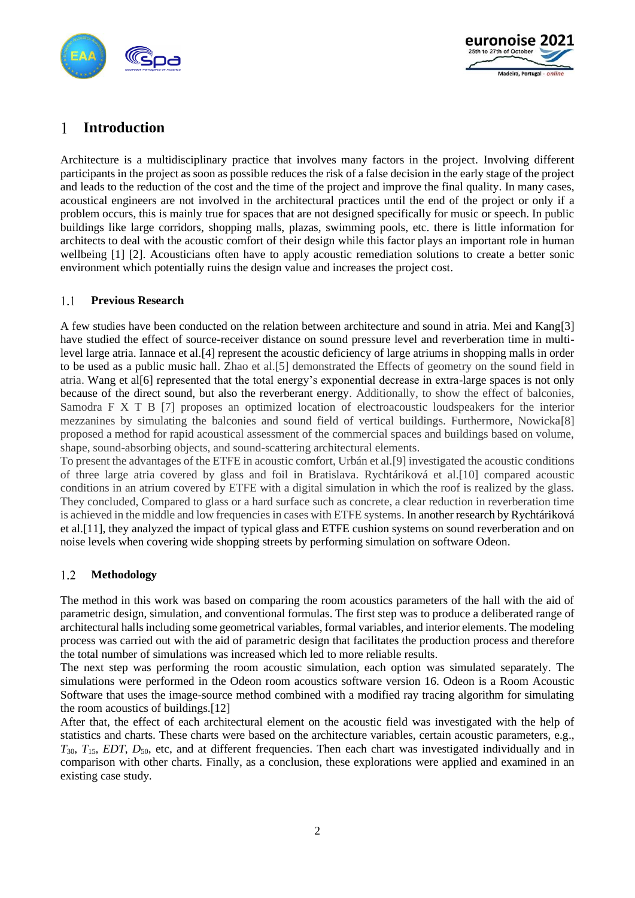# 1 Introduction

Architecture is a multidisciplinary practice that involves many factors in the project. Involving different participants in the project as soon as possible reduces the risk of a false decision in the early stage of the project and leads to the reduction of the cost and the time of the project and improve the final quality. In many cases, acoustical engineers are not involved in the architectural practices until the end of the project or only if a problem occurs, this is mainly true for spaces that are not designed specifically for music or speech. In public buildings like large corridors, shopping malls, plazas, swimming pools, etc. there is little information for architects to deal with the acoustic comfort of their design while this factor plays an important role in human wellbeing [1] [2]. Acousticians often have to apply acoustic remediation solutions to create a better sonic environment which potentially ruins the design value and increases the project cost.

## 1.1 Previous Research

A few studies have been conducted on the relation between architecture and sound in atria. Mei and Kang[3] have studied the effect of source-receiver distance on sound pressure level and reverberation time in multi-level large atria. Iannace et al.[4] represent the acoustic deficiency of large atriums in shopping malls in order to be used as a public music hall. Zhao et al.[5] demonstrated the Effects of geometry on the sound field in atria. Wang et al[6] represented that the total energy's exponential decrease in extra-large spaces is not only because of the direct sound, but also the reverberant energy. Additionally, to show the effect of balconies, Samodra F X T B [7] proposes an optimized location of electroacoustic loudspeakers for the interior mezzanines by simulating the balconies and sound field of vertical buildings. Furthermore, Nowicka[8] proposed a method for rapid acoustical assessment of the commercial spaces and buildings based on volume, shape, sound-absorbing objects, and sound-scattering architectural elements.
To present the advantages of the ETFE in acoustic comfort, Urbán et al.[9] investigated the acoustic conditions of three large atria covered by glass and foil in Bratislava. Rychtáriková et al.[10] compared acoustic conditions in an atrium covered by ETFE with a digital simulation in which the roof is realized by the glass. They concluded, Compared to glass or a hard surface such as concrete, a clear reduction in reverberation time is achieved in the middle and low frequencies in cases with ETFE systems. In another research by Rychtáriková et al.[11], they analyzed the impact of typical glass and ETFE cushion systems on sound reverberation and on noise levels when covering wide shopping streets by performing simulation on software Odeon.

## 1.2 Methodology

The method in this work was based on comparing the room acoustics parameters of the hall with the aid of parametric design, simulation, and conventional formulas. The first step was to produce a deliberated range of architectural halls including some geometrical variables, formal variables, and interior elements. The modeling process was carried out with the aid of parametric design that facilitates the production process and therefore the total number of simulations was increased which led to more reliable results.
The next step was performing the room acoustic simulation, each option was simulated separately. The simulations were performed in the Odeon room acoustics software version 16. Odeon is a Room Acoustic Software that uses the image-source method combined with a modified ray tracing algorithm for simulating the room acoustics of buildings.[12]
After that, the effect of each architectural element on the acoustic field was investigated with the help of statistics and charts. These charts were based on the architecture variables, certain acoustic parameters, e.g., $T_{30}$, $T_{15}$, $EDT$, $D_{50}$, etc, and at different frequencies. Then each chart was investigated individually and in comparison with other charts. Finally, as a conclusion, these explorations were applied and examined in an existing case study.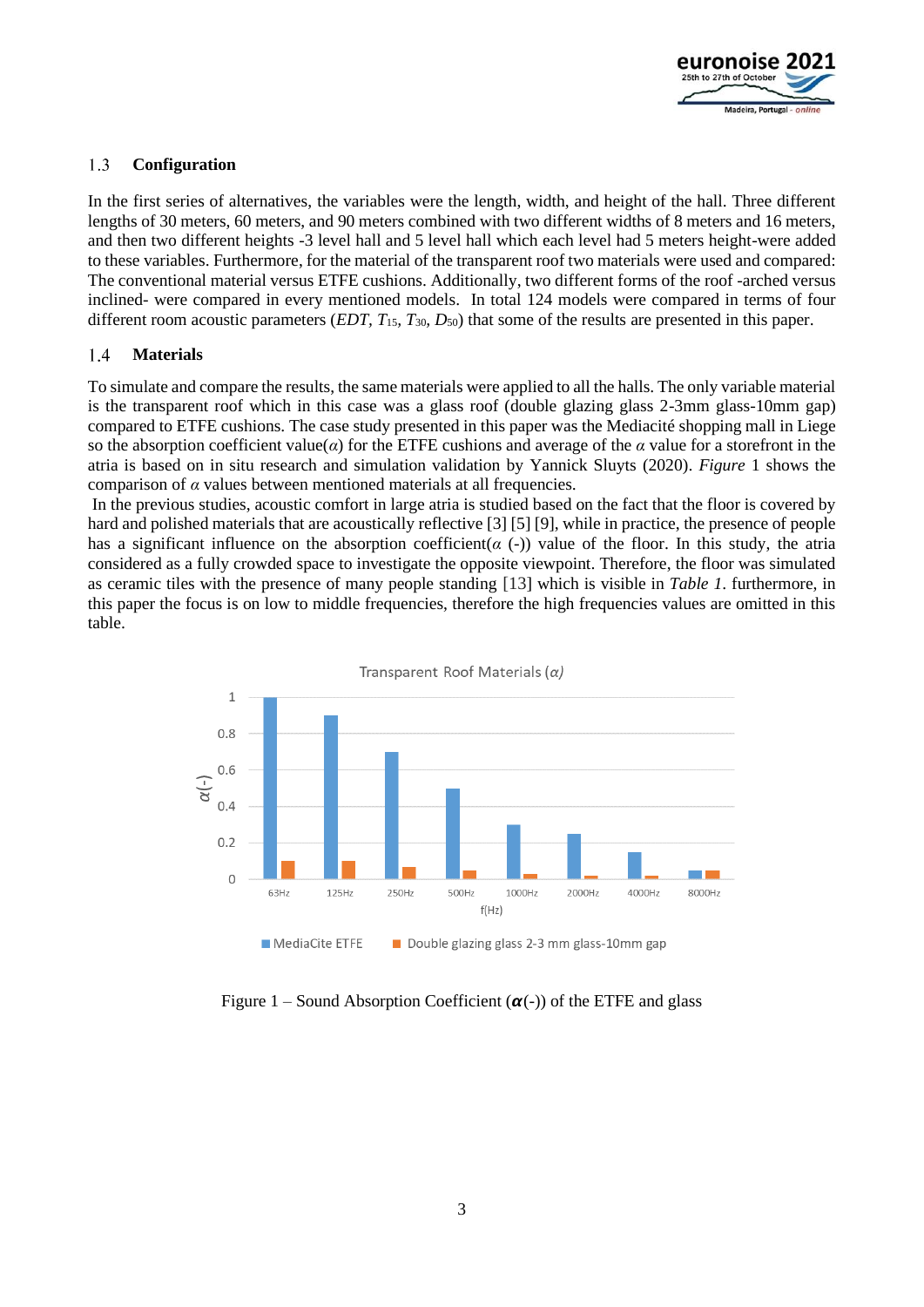### 1.3 Configuration

In the first series of alternatives, the variables were the length, width, and height of the hall. Three different lengths of 30 meters, 60 meters, and 90 meters combined with two different widths of 8 meters and 16 meters, and then two different heights -3 level hall and 5 level hall which each level had 5 meters height-were added to these variables. Furthermore, for the material of the transparent roof two materials were used and compared: The conventional material versus ETFE cushions. Additionally, two different forms of the roof -arched versus inclined- were compared in every mentioned models. In total 124 models were compared in terms of four different room acoustic parameters (*EDT*, $T_{15}$, $T_{30}$, $D_{50}$) that some of the results are presented in this paper.

### 1.4 Materials

To simulate and compare the results, the same materials were applied to all the halls. The only variable material is the transparent roof which in this case was a glass roof (double glazing glass 2-3mm glass-10mm gap) compared to ETFE cushions. The case study presented in this paper was the Mediacité shopping mall in Liege so the absorption coefficient value($\alpha$) for the ETFE cushions and average of the $\alpha$ value for a storefront in the atria is based on in situ research and simulation validation by Yannick Sluyts (2020). *Figure* 1 shows the comparison of $\alpha$ values between mentioned materials at all frequencies.

In the previous studies, acoustic comfort in large atria is studied based on the fact that the floor is covered by hard and polished materials that are acoustically reflective [3] [5] [9], while in practice, the presence of people has a significant influence on the absorption coefficient($\alpha$ (-)) value of the floor. In this study, the atria considered as a fully crowded space to investigate the opposite viewpoint. Therefore, the floor was simulated as ceramic tiles with the presence of many people standing [13] which is visible in *Table 1*. furthermore, in this paper the focus is on low to middle frequencies, therefore the high frequencies values are omitted in this table.

Figure 1 – Sound Absorption Coefficient ($\boldsymbol{\alpha}$(-)) of the ETFE and glass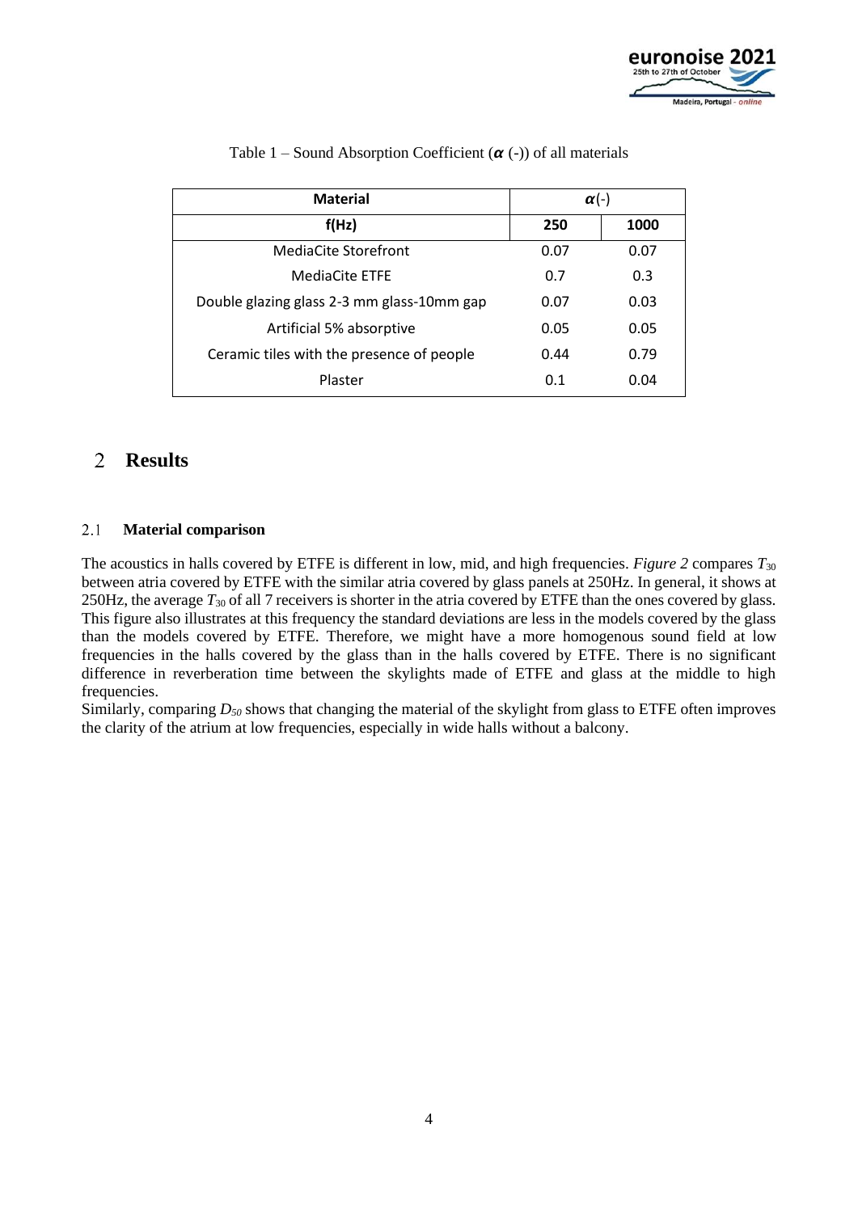Table 1 – Sound Absorption Coefficient ($\boldsymbol{\alpha}$ (-)) of all materials

| Material | $\boldsymbol{\alpha}$(-) | |
|---|---|---|
| **f(Hz)** | **250** | **1000** |
| MediaCite Storefront | 0.07 | 0.07 |
| MediaCite ETFE | 0.7 | 0.3 |
| Double glazing glass 2-3 mm glass-10mm gap | 0.07 | 0.03 |
| Artificial 5% absorptive | 0.05 | 0.05 |
| Ceramic tiles with the presence of people | 0.44 | 0.79 |
| Plaster | 0.1 | 0.04 |

# 2 Results

## 2.1 Material comparison

The acoustics in halls covered by ETFE is different in low, mid, and high frequencies. *Figure 2* compares $T_{30}$ between atria covered by ETFE with the similar atria covered by glass panels at 250Hz. In general, it shows at 250Hz, the average $T_{30}$ of all 7 receivers is shorter in the atria covered by ETFE than the ones covered by glass. This figure also illustrates at this frequency the standard deviations are less in the models covered by the glass than the models covered by ETFE. Therefore, we might have a more homogenous sound field at low frequencies in the halls covered by the glass than in the halls covered by ETFE. There is no significant difference in reverberation time between the skylights made of ETFE and glass at the middle to high frequencies.
Similarly, comparing $D_{50}$ shows that changing the material of the skylight from glass to ETFE often improves the clarity of the atrium at low frequencies, especially in wide halls without a balcony.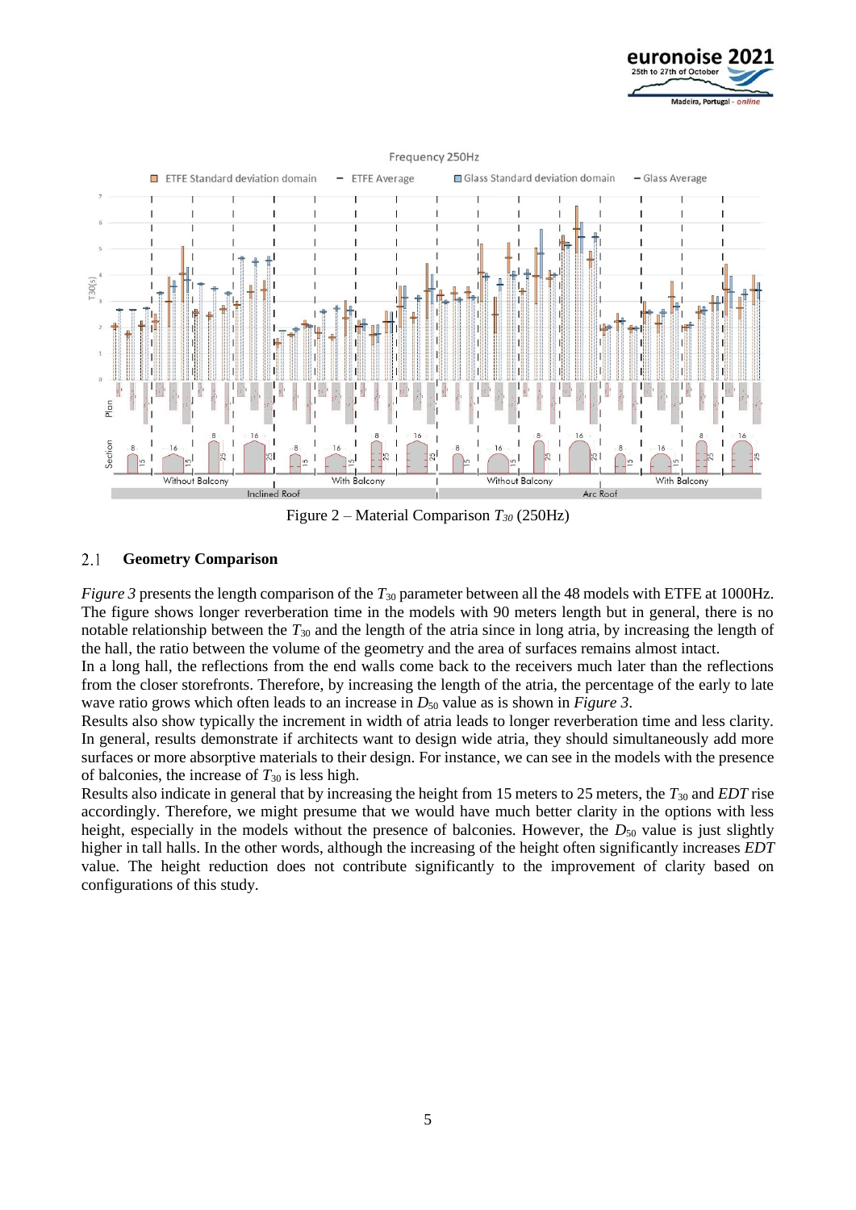Figure 2 – Material Comparison $T_{30}$ (250Hz)

## 2.1 Geometry Comparison

*Figure 3* presents the length comparison of the $T_{30}$ parameter between all the 48 models with ETFE at 1000Hz. The figure shows longer reverberation time in the models with 90 meters length but in general, there is no notable relationship between the $T_{30}$ and the length of the atria since in long atria, by increasing the length of the hall, the ratio between the volume of the geometry and the area of surfaces remains almost intact.

In a long hall, the reflections from the end walls come back to the receivers much later than the reflections from the closer storefronts. Therefore, by increasing the length of the atria, the percentage of the early to late wave ratio grows which often leads to an increase in $D_{50}$ value as is shown in *Figure 3*.

Results also show typically the increment in width of atria leads to longer reverberation time and less clarity. In general, results demonstrate if architects want to design wide atria, they should simultaneously add more surfaces or more absorptive materials to their design. For instance, we can see in the models with the presence of balconies, the increase of $T_{30}$ is less high.

Results also indicate in general that by increasing the height from 15 meters to 25 meters, the $T_{30}$ and *EDT* rise accordingly. Therefore, we might presume that we would have much better clarity in the options with less height, especially in the models without the presence of balconies. However, the $D_{50}$ value is just slightly higher in tall halls. In the other words, although the increasing of the height often significantly increases *EDT* value. The height reduction does not contribute significantly to the improvement of clarity based on configurations of this study.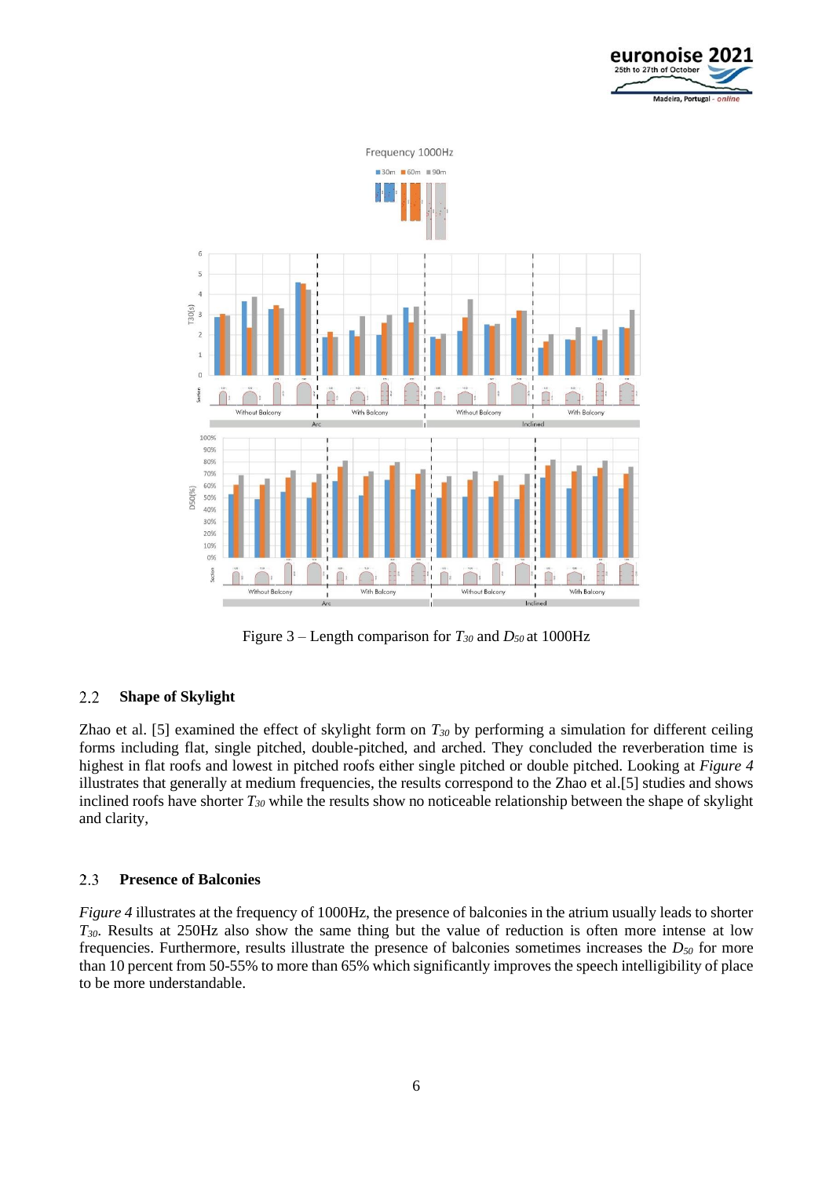Figure 3 – Length comparison for $T_{30}$ and $D_{50}$ at 1000Hz

## 2.2 Shape of Skylight

Zhao et al. [5] examined the effect of skylight form on $T_{30}$ by performing a simulation for different ceiling forms including flat, single pitched, double-pitched, and arched. They concluded the reverberation time is highest in flat roofs and lowest in pitched roofs either single pitched or double pitched. Looking at *Figure 4* illustrates that generally at medium frequencies, the results correspond to the Zhao et al.[5] studies and shows inclined roofs have shorter $T_{30}$ while the results show no noticeable relationship between the shape of skylight and clarity,

## 2.3 Presence of Balconies

*Figure 4* illustrates at the frequency of 1000Hz, the presence of balconies in the atrium usually leads to shorter $T_{30}$. Results at 250Hz also show the same thing but the value of reduction is often more intense at low frequencies. Furthermore, results illustrate the presence of balconies sometimes increases the $D_{50}$ for more than 10 percent from 50-55% to more than 65% which significantly improves the speech intelligibility of place to be more understandable.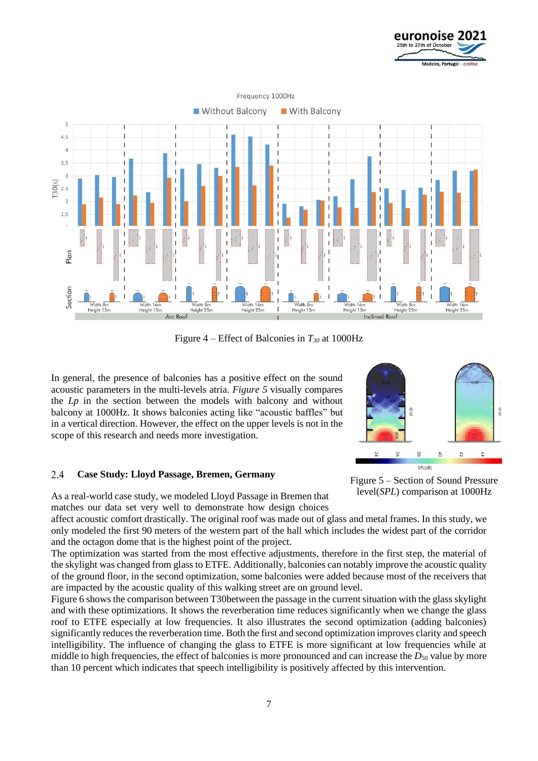Figure 4 – Effect of Balconies in $T_{30}$ at 1000Hz

In general, the presence of balconies has a positive effect on the sound acoustic parameters in the multi-levels atria. *Figure 5* visually compares the *Lp* in the section between the models with balcony and without balcony at 1000Hz. It shows balconies acting like "acoustic baffles" but in a vertical direction. However, the effect on the upper levels is not in the scope of this research and needs more investigation.

Figure 5 – Section of Sound Pressure level(*SPL*) comparison at 1000Hz

### 2.4 Case Study: Lloyd Passage, Bremen, Germany

As a real-world case study, we modeled Lloyd Passage in Bremen that matches our data set very well to demonstrate how design choices affect acoustic comfort drastically. The original roof was made out of glass and metal frames. In this study, we only modeled the first 90 meters of the western part of the hall which includes the widest part of the corridor and the octagon dome that is the highest point of the project.

The optimization was started from the most effective adjustments, therefore in the first step, the material of the skylight was changed from glass to ETFE. Additionally, balconies can notably improve the acoustic quality of the ground floor, in the second optimization, some balconies were added because most of the receivers that are impacted by the acoustic quality of this walking street are on ground level.

Figure 6 shows the comparison between T30between the passage in the current situation with the glass skylight and with these optimizations. It shows the reverberation time reduces significantly when we change the glass roof to ETFE especially at low frequencies. It also illustrates the second optimization (adding balconies) significantly reduces the reverberation time. Both the first and second optimization improves clarity and speech intelligibility. The influence of changing the glass to ETFE is more significant at low frequencies while at middle to high frequencies, the effect of balconies is more pronounced and can increase the $D_{50}$ value by more than 10 percent which indicates that speech intelligibility is positively affected by this intervention.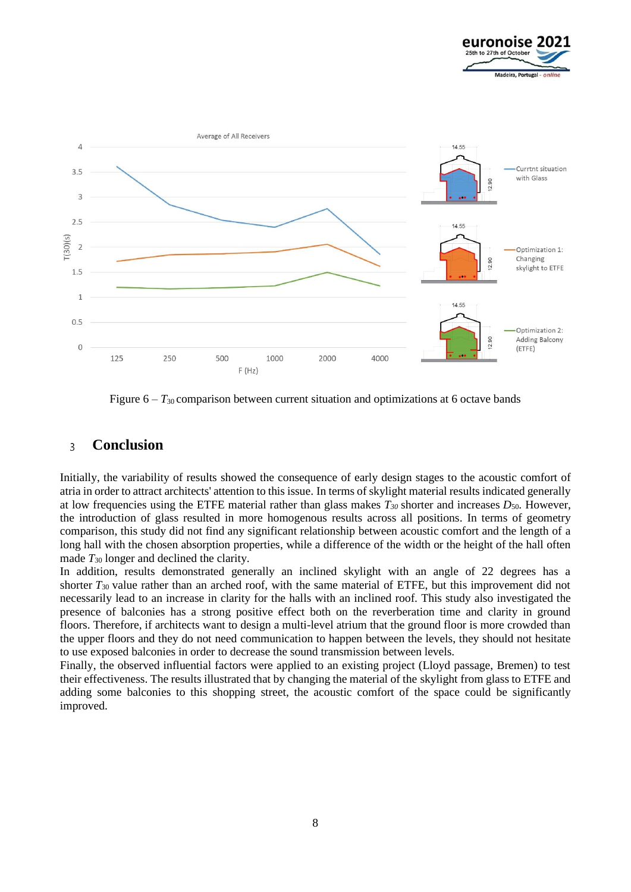Figure 6 – $T_{30}$ comparison between current situation and optimizations at 6 octave bands

## 3 Conclusion

Initially, the variability of results showed the consequence of early design stages to the acoustic comfort of atria in order to attract architects' attention to this issue. In terms of skylight material results indicated generally at low frequencies using the ETFE material rather than glass makes $T_{30}$ shorter and increases $D_{50}$. However, the introduction of glass resulted in more homogenous results across all positions. In terms of geometry comparison, this study did not find any significant relationship between acoustic comfort and the length of a long hall with the chosen absorption properties, while a difference of the width or the height of the hall often made $T_{30}$ longer and declined the clarity.

In addition, results demonstrated generally an inclined skylight with an angle of 22 degrees has a shorter $T_{30}$ value rather than an arched roof, with the same material of ETFE, but this improvement did not necessarily lead to an increase in clarity for the halls with an inclined roof. This study also investigated the presence of balconies has a strong positive effect both on the reverberation time and clarity in ground floors. Therefore, if architects want to design a multi-level atrium that the ground floor is more crowded than the upper floors and they do not need communication to happen between the levels, they should not hesitate to use exposed balconies in order to decrease the sound transmission between levels.

Finally, the observed influential factors were applied to an existing project (Lloyd passage, Bremen) to test their effectiveness. The results illustrated that by changing the material of the skylight from glass to ETFE and adding some balconies to this shopping street, the acoustic comfort of the space could be significantly improved.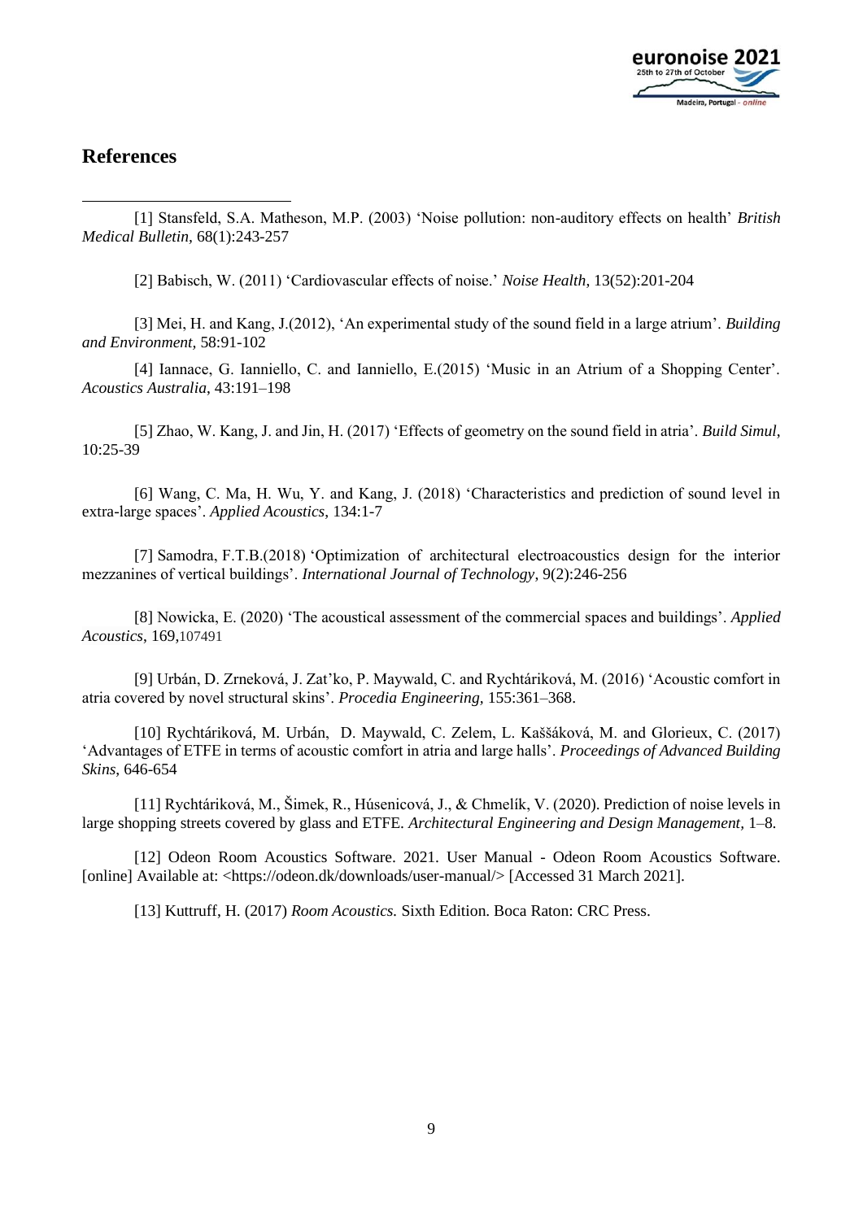## References

[1] Stansfeld, S.A. Matheson, M.P. (2003) 'Noise pollution: non-auditory effects on health' *British Medical Bulletin,* 68(1):243-257

[2] Babisch, W. (2011) 'Cardiovascular effects of noise.' *Noise Health,* 13(52):201-204

[3] Mei, H. and Kang, J.(2012), 'An experimental study of the sound field in a large atrium'. *Building and Environment,* 58:91-102

[4] Iannace, G. Ianniello, C. and Ianniello, E.(2015) 'Music in an Atrium of a Shopping Center'. *Acoustics Australia*, 43:191–198

[5] Zhao, W. Kang, J. and Jin, H. (2017) 'Effects of geometry on the sound field in atria'. *Build Simul*, 10:25-39

[6] Wang, C. Ma, H. Wu, Y. and Kang, J. (2018) 'Characteristics and prediction of sound level in extra-large spaces'. *Applied Acoustics*, 134:1-7

[7] Samodra, F.T.B.(2018) 'Optimization of architectural electroacoustics design for the interior mezzanines of vertical buildings'. *International Journal of Technology,* 9(2):246-256

[8] Nowicka, E. (2020) 'The acoustical assessment of the commercial spaces and buildings'. *Applied Acoustics*, 169,107491

[9] Urbán, D. Zrneková, J. Zat'ko, P. Maywald, C. and Rychtáriková, M. (2016) 'Acoustic comfort in atria covered by novel structural skins'. *Procedia Engineering,* 155:361–368.

[10] Rychtáriková, M. Urbán, D. Maywald, C. Zelem, L. Kaššáková, M. and Glorieux, C. (2017) 'Advantages of ETFE in terms of acoustic comfort in atria and large halls'. *Proceedings of Advanced Building Skins,* 646-654

[11] Rychtáriková, M., Šimek, R., Húsenicová, J., & Chmelík, V. (2020). Prediction of noise levels in large shopping streets covered by glass and ETFE. *Architectural Engineering and Design Management,* 1–8.

[12] Odeon Room Acoustics Software. 2021. User Manual - Odeon Room Acoustics Software. [online] Available at: <https://odeon.dk/downloads/user-manual/> [Accessed 31 March 2021].

[13] Kuttruff, H. (2017) *Room Acoustics.* Sixth Edition. Boca Raton: CRC Press.